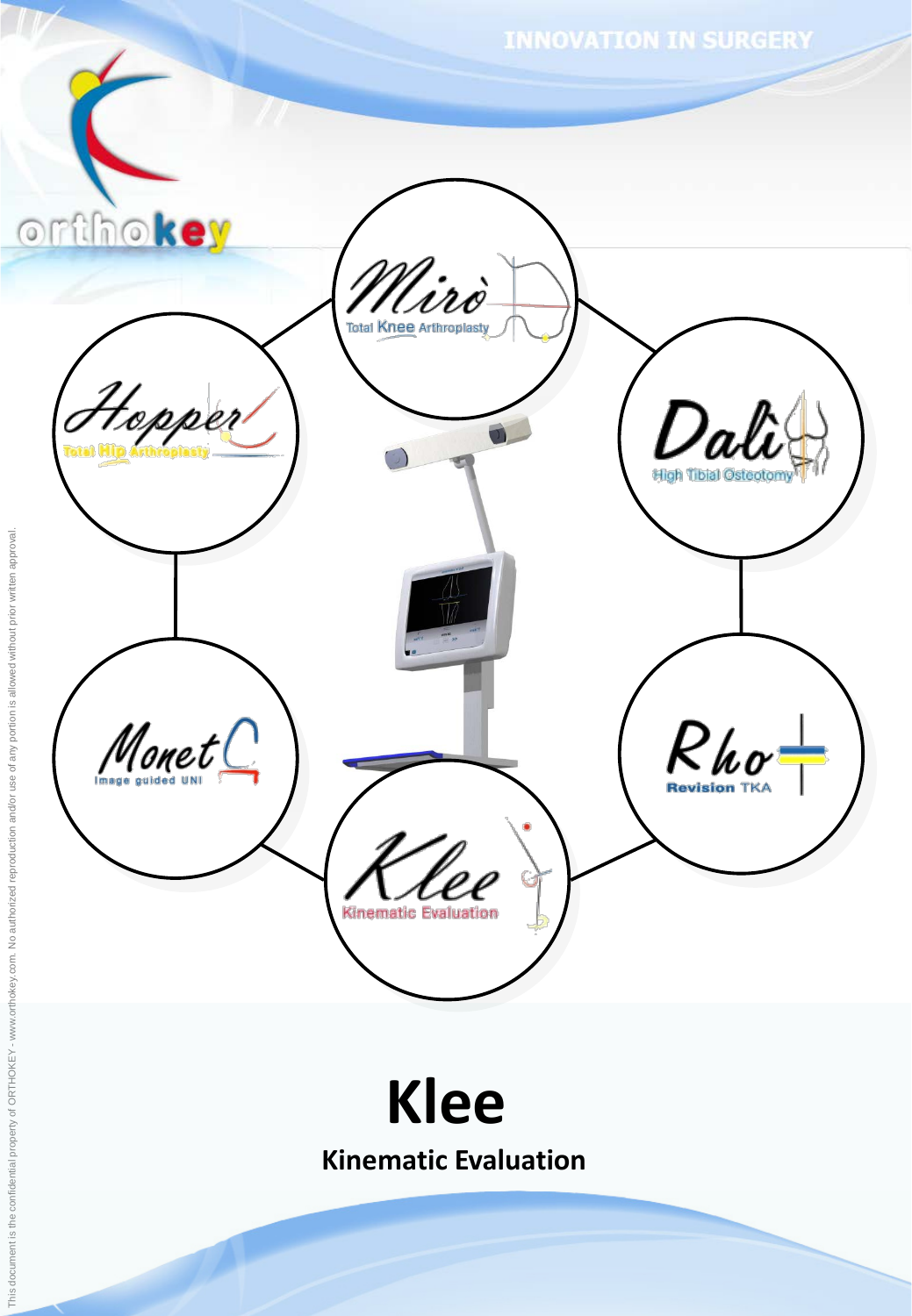INNOVATION IN SURGERY

orthokey

Mirò
Total Knee Arthroplasty

Hopper
Total Hip Arthroplasty

Dalì
High Tibial Osteotomy

Monet
Image guided UNI

Rho
Revision TKA

Klee
Kinematic Evaluation

# Klee

## Kinematic Evaluation

This document is the confidential property of ORTHOKEY - www.orthokey.com. No authorized reproduction and/or use of any portion is allowed without prior written approval.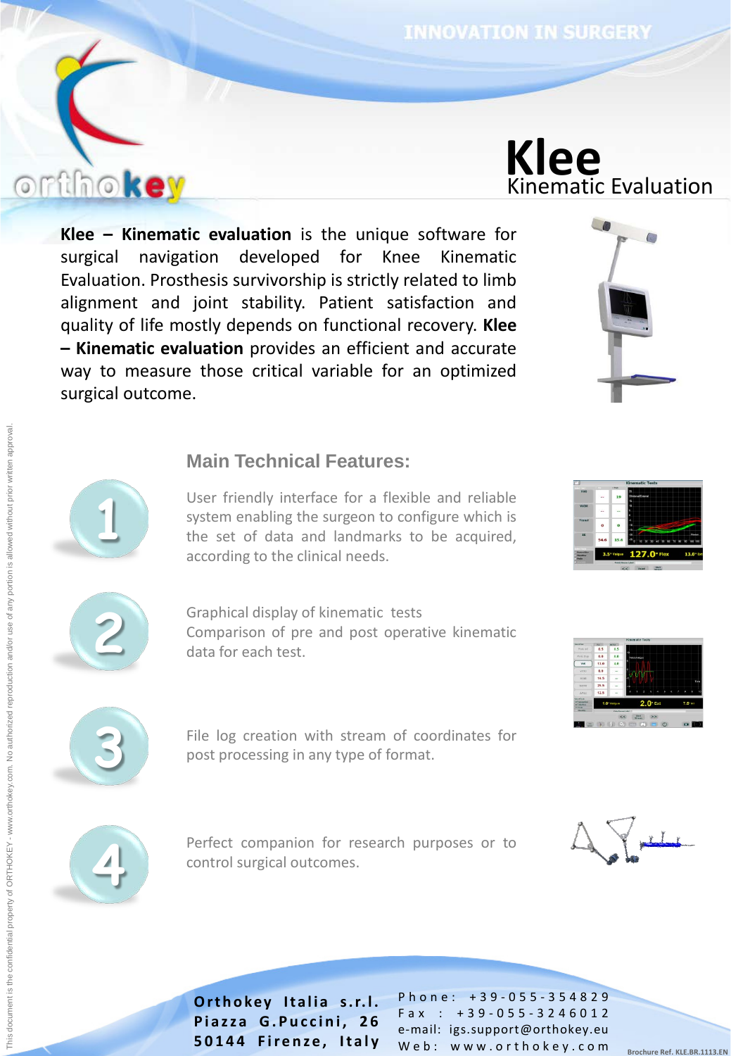INNOVATION IN SURGERY

orthokey

# Klee
Kinematic Evaluation

**Klee – Kinematic evaluation** is the unique software for surgical navigation developed for Knee Kinematic Evaluation. Prosthesis survivorship is strictly related to limb alignment and joint stability. Patient satisfaction and quality of life mostly depends on functional recovery. **Klee – Kinematic evaluation** provides an efficient and accurate way to measure those critical variable for an optimized surgical outcome.

## Main Technical Features:

1. User friendly interface for a flexible and reliable system enabling the surgeon to configure which is the set of data and landmarks to be acquired, according to the clinical needs.

2. Graphical display of kinematic tests
   Comparison of pre and post operative kinematic data for each test.

3. File log creation with stream of coordinates for post processing in any type of format.

4. Perfect companion for research purposes or to control surgical outcomes.

This document is the confidential property of ORTHOKEY - www.orthokey.com. No authorized reproduction and/or use of any portion is allowed without prior written approval.

**Orthokey Italia s.r.l.**
**Piazza G.Puccini, 26**
**50144 Firenze, Italy**

Phone: +39-055-354829
Fax : +39-055-3246012
e-mail: igs.support@orthokey.eu
Web: www.orthokey.com

Brochure Ref. KLE.BR.1113.EN